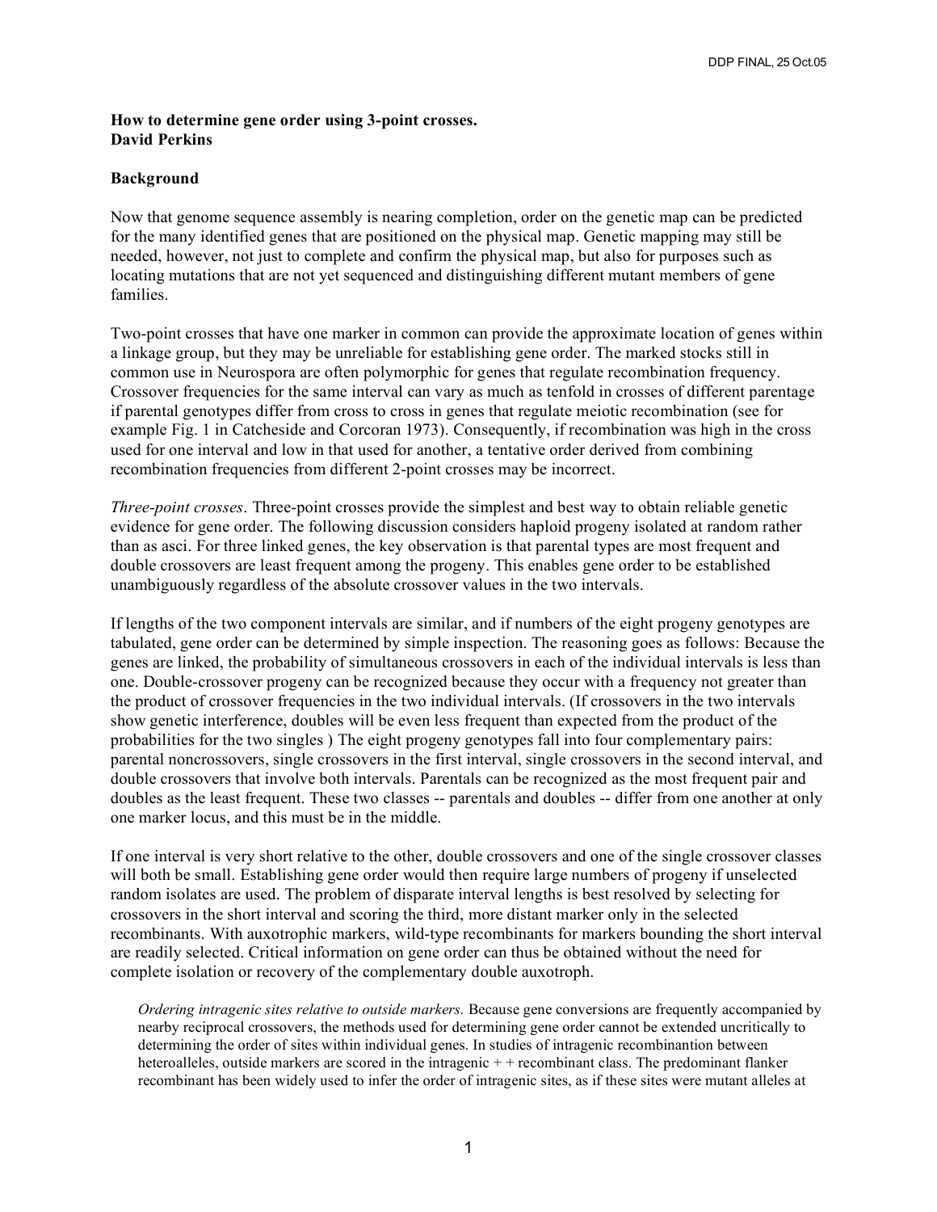**How to determine gene order using 3-point crosses.**
**David Perkins**

**Background**

Now that genome sequence assembly is nearing completion, order on the genetic map can be predicted for the many identified genes that are positioned on the physical map. Genetic mapping may still be needed, however, not just to complete and confirm the physical map, but also for purposes such as locating mutations that are not yet sequenced and distinguishing different mutant members of gene families.

Two-point crosses that have one marker in common can provide the approximate location of genes within a linkage group, but they may be unreliable for establishing gene order. The marked stocks still in common use in Neurospora are often polymorphic for genes that regulate recombination frequency. Crossover frequencies for the same interval can vary as much as tenfold in crosses of different parentage if parental genotypes differ from cross to cross in genes that regulate meiotic recombination (see for example Fig. 1 in Catcheside and Corcoran 1973). Consequently, if recombination was high in the cross used for one interval and low in that used for another, a tentative order derived from combining recombination frequencies from different 2-point crosses may be incorrect.

*Three-point crosses*. Three-point crosses provide the simplest and best way to obtain reliable genetic evidence for gene order. The following discussion considers haploid progeny isolated at random rather than as asci. For three linked genes, the key observation is that parental types are most frequent and double crossovers are least frequent among the progeny. This enables gene order to be established unambiguously regardless of the absolute crossover values in the two intervals.

If lengths of the two component intervals are similar, and if numbers of the eight progeny genotypes are tabulated, gene order can be determined by simple inspection. The reasoning goes as follows: Because the genes are linked, the probability of simultaneous crossovers in each of the individual intervals is less than one. Double-crossover progeny can be recognized because they occur with a frequency not greater than the product of crossover frequencies in the two individual intervals. (If crossovers in the two intervals show genetic interference, doubles will be even less frequent than expected from the product of the probabilities for the two singles ) The eight progeny genotypes fall into four complementary pairs: parental noncrossovers, single crossovers in the first interval, single crossovers in the second interval, and double crossovers that involve both intervals. Parentals can be recognized as the most frequent pair and doubles as the least frequent. These two classes -- parentals and doubles -- differ from one another at only one marker locus, and this must be in the middle.

If one interval is very short relative to the other, double crossovers and one of the single crossover classes will both be small. Establishing gene order would then require large numbers of progeny if unselected random isolates are used. The problem of disparate interval lengths is best resolved by selecting for crossovers in the short interval and scoring the third, more distant marker only in the selected recombinants. With auxotrophic markers, wild-type recombinants for markers bounding the short interval are readily selected. Critical information on gene order can thus be obtained without the need for complete isolation or recovery of the complementary double auxotroph.

*Ordering intragenic sites relative to outside markers.* Because gene conversions are frequently accompanied by nearby reciprocal crossovers, the methods used for determining gene order cannot be extended uncritically to determining the order of sites within individual genes. In studies of intragenic recombinantion between heteroalleles, outside markers are scored in the intragenic + + recombinant class. The predominant flanker recombinant has been widely used to infer the order of intragenic sites, as if these sites were mutant alleles at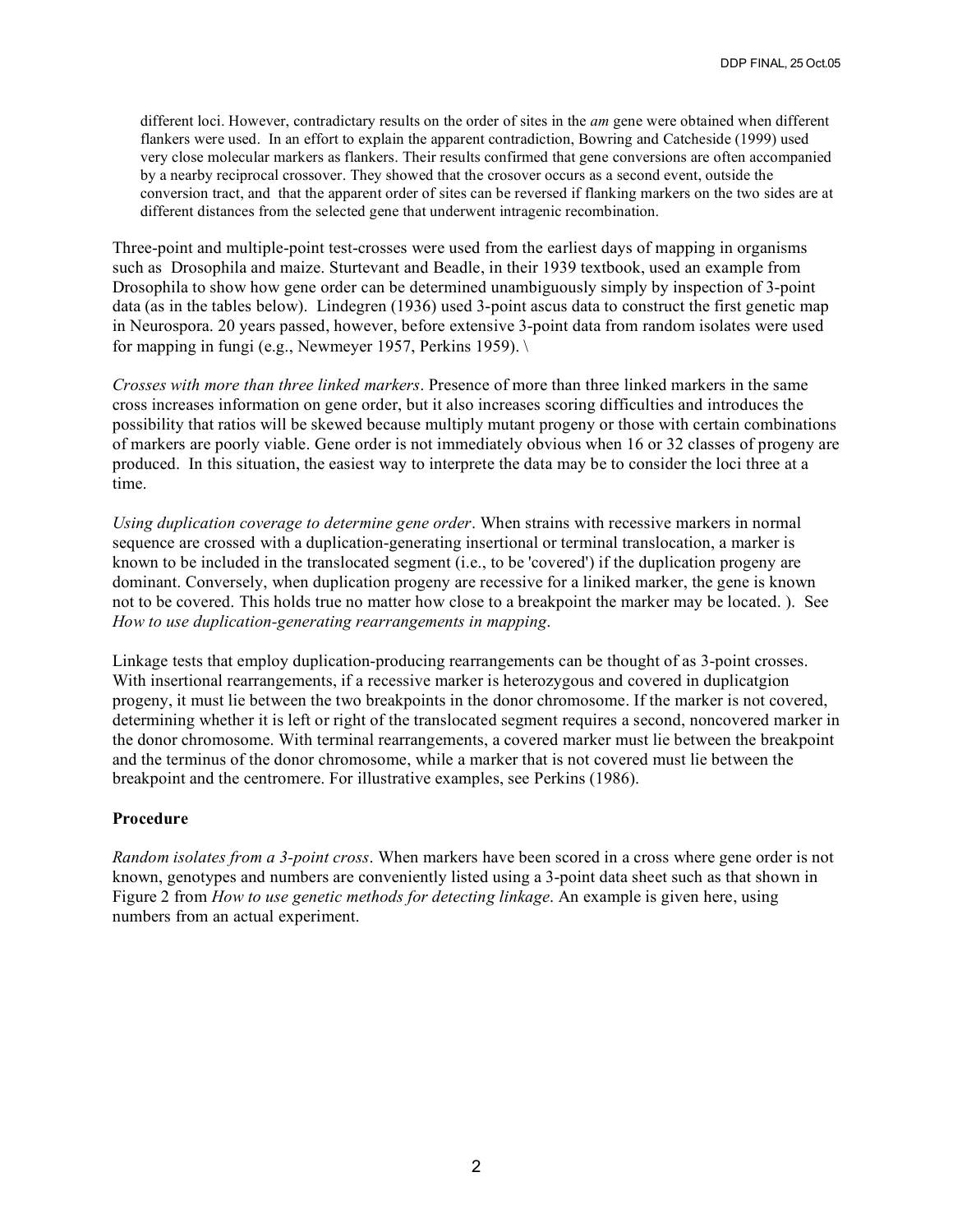different loci. However, contradictary results on the order of sites in the *am* gene were obtained when different flankers were used. In an effort to explain the apparent contradiction, Bowring and Catcheside (1999) used very close molecular markers as flankers. Their results confirmed that gene conversions are often accompanied by a nearby reciprocal crossover. They showed that the crosover occurs as a second event, outside the conversion tract, and that the apparent order of sites can be reversed if flanking markers on the two sides are at different distances from the selected gene that underwent intragenic recombination.

Three-point and multiple-point test-crosses were used from the earliest days of mapping in organisms such as Drosophila and maize. Sturtevant and Beadle, in their 1939 textbook, used an example from Drosophila to show how gene order can be determined unambiguously simply by inspection of 3-point data (as in the tables below). Lindegren (1936) used 3-point ascus data to construct the first genetic map in Neurospora. 20 years passed, however, before extensive 3-point data from random isolates were used for mapping in fungi (e.g., Newmeyer 1957, Perkins 1959). \

*Crosses with more than three linked markers*. Presence of more than three linked markers in the same cross increases information on gene order, but it also increases scoring difficulties and introduces the possibility that ratios will be skewed because multiply mutant progeny or those with certain combinations of markers are poorly viable. Gene order is not immediately obvious when 16 or 32 classes of progeny are produced. In this situation, the easiest way to interprete the data may be to consider the loci three at a time.

*Using duplication coverage to determine gene order*. When strains with recessive markers in normal sequence are crossed with a duplication-generating insertional or terminal translocation, a marker is known to be included in the translocated segment (i.e., to be 'covered') if the duplication progeny are dominant. Conversely, when duplication progeny are recessive for a liniked marker, the gene is known not to be covered. This holds true no matter how close to a breakpoint the marker may be located. ). See *How to use duplication-generating rearrangements in mapping*.

Linkage tests that employ duplication-producing rearrangements can be thought of as 3-point crosses. With insertional rearrangements, if a recessive marker is heterozygous and covered in duplicatgion progeny, it must lie between the two breakpoints in the donor chromosome. If the marker is not covered, determining whether it is left or right of the translocated segment requires a second, noncovered marker in the donor chromosome. With terminal rearrangements, a covered marker must lie between the breakpoint and the terminus of the donor chromosome, while a marker that is not covered must lie between the breakpoint and the centromere. For illustrative examples, see Perkins (1986).

### Procedure

*Random isolates from a 3-point cross*. When markers have been scored in a cross where gene order is not known, genotypes and numbers are conveniently listed using a 3-point data sheet such as that shown in Figure 2 from *How to use genetic methods for detecting linkage*. An example is given here, using numbers from an actual experiment.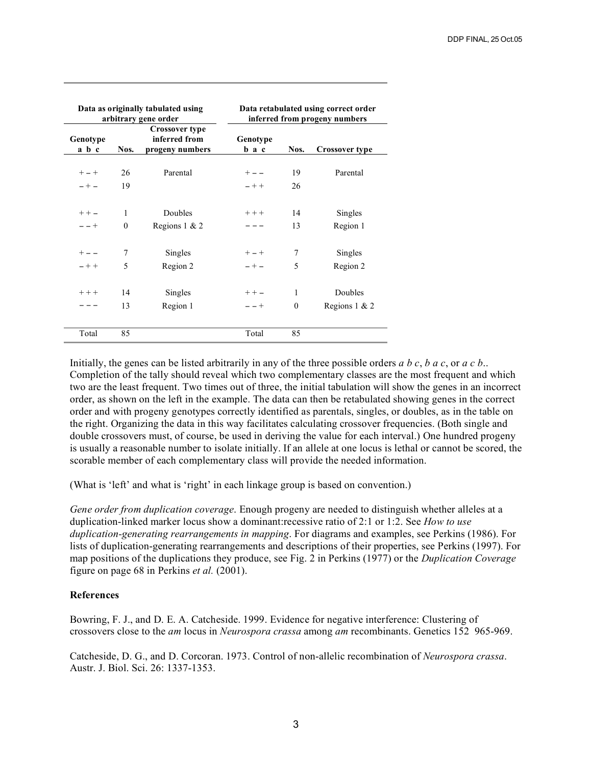| Data as originally tabulated using arbitrary gene order | | | Data retabulated using correct order inferred from progeny numbers | | |
|---|---|---|---|---|---|
| Genotype a b c | Nos. | Crossover type inferred from progeny numbers | Genotype b a c | Nos. | Crossover type |
| + – + | 26 | Parental | + – – | 19 | Parental |
| – + – | 19 | | – + + | 26 | |
| + + – | 1 | Doubles | + + + | 14 | Singles |
| – – + | 0 | Regions 1 & 2 | – – – | 13 | Region 1 |
| + – – | 7 | Singles | + – + | 7 | Singles |
| – + + | 5 | Region 2 | – + – | 5 | Region 2 |
| + + + | 14 | Singles | + + – | 1 | Doubles |
| – – – | 13 | Region 1 | – – + | 0 | Regions 1 & 2 |
| Total | 85 | | Total | 85 | |

Initially, the genes can be listed arbitrarily in any of the three possible orders *a b c*, *b a c*, or *a c b*.. Completion of the tally should reveal which two complementary classes are the most frequent and which two are the least frequent. Two times out of three, the initial tabulation will show the genes in an incorrect order, as shown on the left in the example. The data can then be retabulated showing genes in the correct order and with progeny genotypes correctly identified as parentals, singles, or doubles, as in the table on the right. Organizing the data in this way facilitates calculating crossover frequencies. (Both single and double crossovers must, of course, be used in deriving the value for each interval.) One hundred progeny is usually a reasonable number to isolate initially. If an allele at one locus is lethal or cannot be scored, the scorable member of each complementary class will provide the needed information.

(What is 'left' and what is 'right' in each linkage group is based on convention.)

*Gene order from duplication coverage*. Enough progeny are needed to distinguish whether alleles at a duplication-linked marker locus show a dominant:recessive ratio of 2:1 or 1:2. See *How to use duplication-generating rearrangements in mapping*. For diagrams and examples, see Perkins (1986). For lists of duplication-generating rearrangements and descriptions of their properties, see Perkins (1997). For map positions of the duplications they produce, see Fig. 2 in Perkins (1977) or the *Duplication Coverage* figure on page 68 in Perkins *et al.* (2001).

## References

Bowring, F. J., and D. E. A. Catcheside. 1999. Evidence for negative interference: Clustering of crossovers close to the *am* locus in *Neurospora crassa* among *am* recombinants. Genetics 152 965-969.

Catcheside, D. G., and D. Corcoran. 1973. Control of non-allelic recombination of *Neurospora crassa*. Austr. J. Biol. Sci. 26: 1337-1353.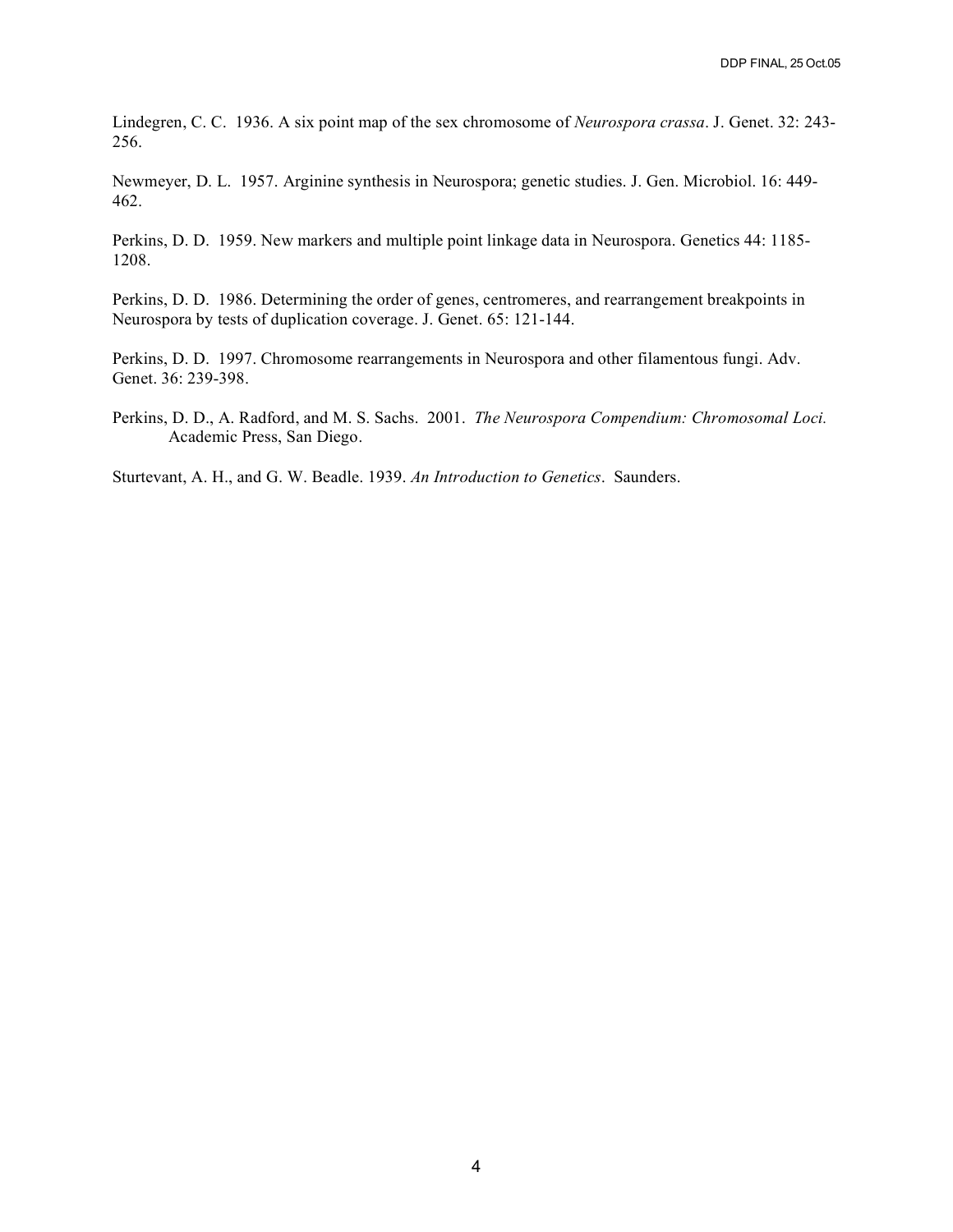Lindegren, C. C. 1936. A six point map of the sex chromosome of *Neurospora crassa*. J. Genet. 32: 243-256.

Newmeyer, D. L. 1957. Arginine synthesis in Neurospora; genetic studies. J. Gen. Microbiol. 16: 449-462.

Perkins, D. D. 1959. New markers and multiple point linkage data in Neurospora. Genetics 44: 1185-1208.

Perkins, D. D. 1986. Determining the order of genes, centromeres, and rearrangement breakpoints in Neurospora by tests of duplication coverage. J. Genet. 65: 121-144.

Perkins, D. D. 1997. Chromosome rearrangements in Neurospora and other filamentous fungi. Adv. Genet. 36: 239-398.

Perkins, D. D., A. Radford, and M. S. Sachs. 2001. *The Neurospora Compendium: Chromosomal Loci.* Academic Press, San Diego.

Sturtevant, A. H., and G. W. Beadle. 1939. *An Introduction to Genetics*. Saunders.